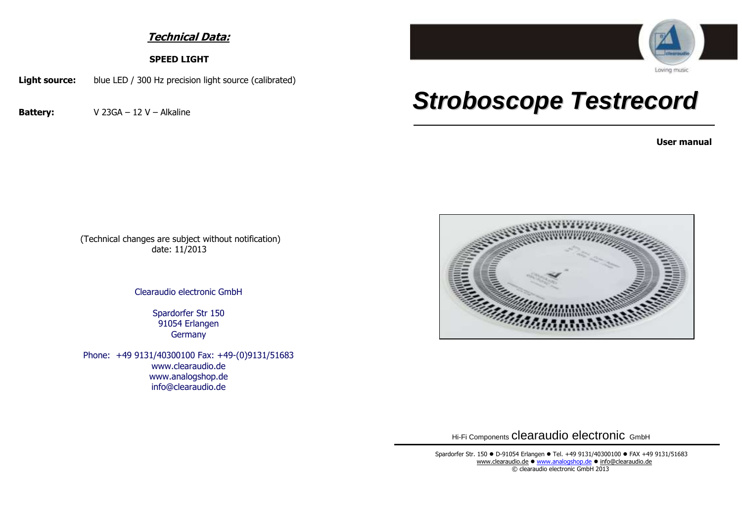## Technical Data:

**SPEED LIGHT**

**Light source:** blue LED / 300 Hz precision light source (calibrated)

**Battery:** V 23GA – 12 V – Alkaline

(Technical changes are subject without notification)
date: 11/2013

Clearaudio electronic GmbH

Spardorfer Str 150
91054 Erlangen
Germany

Phone: +49 9131/40300100 Fax: +49-(0)9131/51683
www.clearaudio.de
www.analogshop.de
info@clearaudio.de

Loving music

# Stroboscope Testrecord

**User manual**

Hi-Fi Components clearaudio electronic GmbH

Spardorfer Str. 150 ● D-91054 Erlangen ● Tel. +49 9131/40300100 ● FAX +49 9131/51683
www.clearaudio.de ● www.analogshop.de ● info@clearaudio.de
© clearaudio electronic GmbH 2013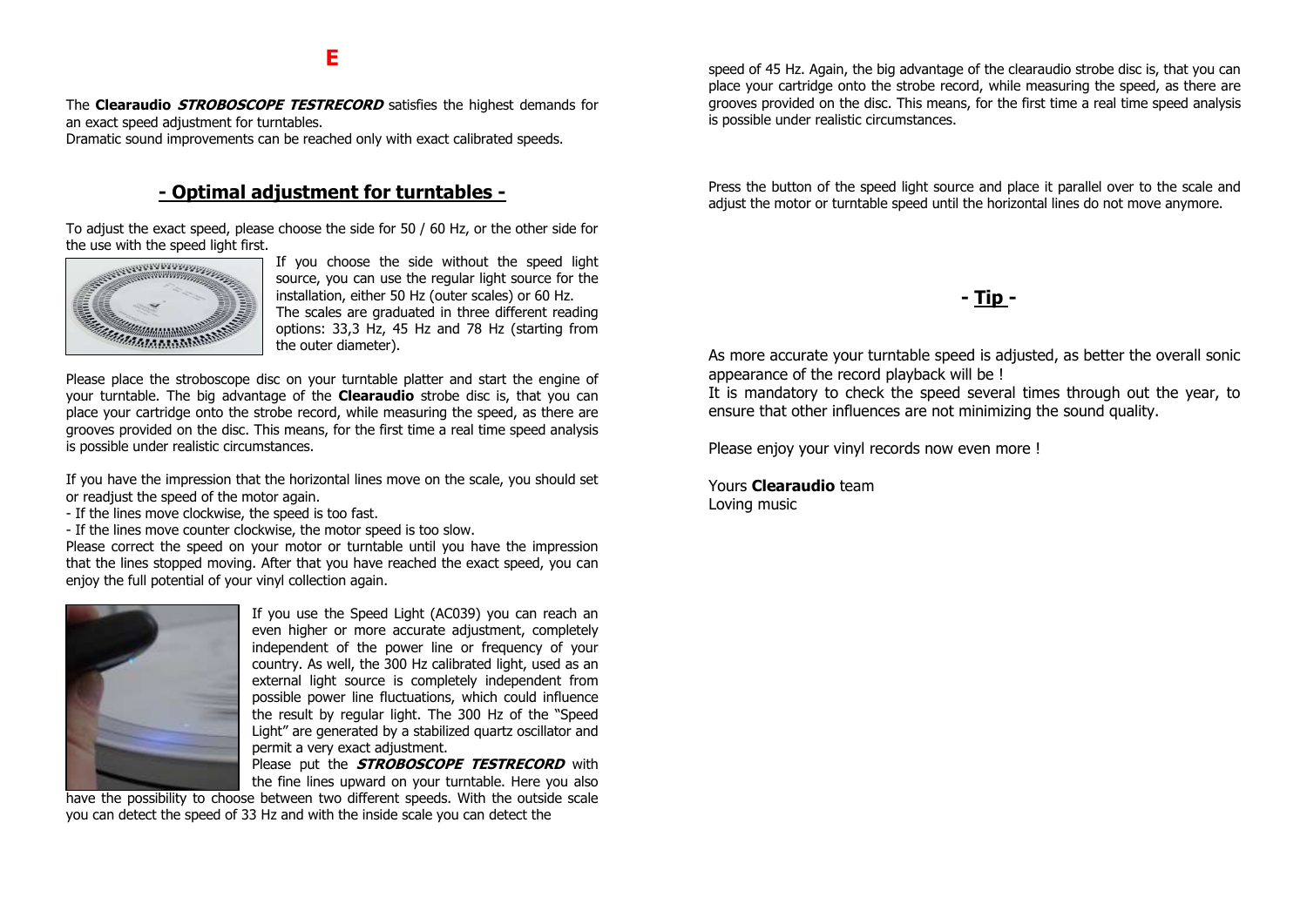# E

The **Clearaudio *STROBOSCOPE TESTRECORD*** satisfies the highest demands for an exact speed adjustment for turntables.
Dramatic sound improvements can be reached only with exact calibrated speeds.

## - Optimal adjustment for turntables -

To adjust the exact speed, please choose the side for 50 / 60 Hz, or the other side for the use with the speed light first.

If you choose the side without the speed light source, you can use the regular light source for the installation, either 50 Hz (outer scales) or 60 Hz.
The scales are graduated in three different reading options: 33,3 Hz, 45 Hz and 78 Hz (starting from the outer diameter).

Please place the stroboscope disc on your turntable platter and start the engine of your turntable. The big advantage of the **Clearaudio** strobe disc is, that you can place your cartridge onto the strobe record, while measuring the speed, as there are grooves provided on the disc. This means, for the first time a real time speed analysis is possible under realistic circumstances.

If you have the impression that the horizontal lines move on the scale, you should set or readjust the speed of the motor again.
- If the lines move clockwise, the speed is too fast.
- If the lines move counter clockwise, the motor speed is too slow.
Please correct the speed on your motor or turntable until you have the impression that the lines stopped moving. After that you have reached the exact speed, you can enjoy the full potential of your vinyl collection again.

If you use the Speed Light (AC039) you can reach an even higher or more accurate adjustment, completely independent of the power line or frequency of your country. As well, the 300 Hz calibrated light, used as an external light source is completely independent from possible power line fluctuations, which could influence the result by regular light. The 300 Hz of the "Speed Light" are generated by a stabilized quartz oscillator and permit a very exact adjustment.
Please put the ***STROBOSCOPE TESTRECORD*** with the fine lines upward on your turntable. Here you also have the possibility to choose between two different speeds. With the outside scale you can detect the speed of 33 Hz and with the inside scale you can detect the speed of 45 Hz. Again, the big advantage of the clearaudio strobe disc is, that you can place your cartridge onto the strobe record, while measuring the speed, as there are grooves provided on the disc. This means, for the first time a real time speed analysis is possible under realistic circumstances.

Press the button of the speed light source and place it parallel over to the scale and adjust the motor or turntable speed until the horizontal lines do not move anymore.

## - Tip -

As more accurate your turntable speed is adjusted, as better the overall sonic appearance of the record playback will be !
It is mandatory to check the speed several times through out the year, to ensure that other influences are not minimizing the sound quality.

Please enjoy your vinyl records now even more !

Yours **Clearaudio** team
Loving music